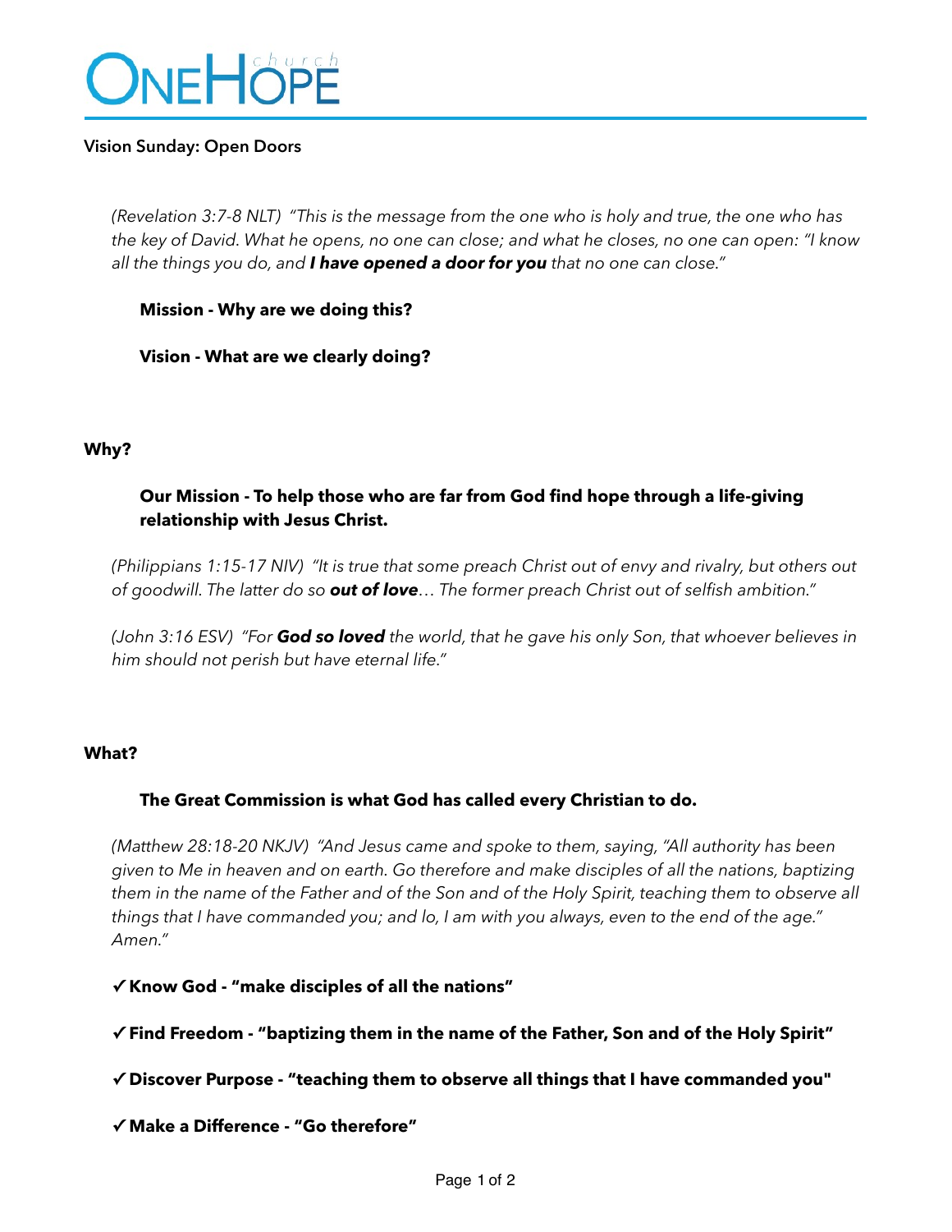# ONEHOPE church

## Vision Sunday: Open Doors

*(Revelation 3:7-8 NLT) "This is the message from the one who is holy and true, the one who has the key of David. What he opens, no one can close; and what he closes, no one can open: "I know all the things you do, and **I have opened a door for you** that no one can close."*

**Mission - Why are we doing this?**

**Vision - What are we clearly doing?**

### Why?

**Our Mission - To help those who are far from God find hope through a life-giving relationship with Jesus Christ.**

*(Philippians 1:15-17 NIV) "It is true that some preach Christ out of envy and rivalry, but others out of goodwill. The latter do so **out of love**… The former preach Christ out of selfish ambition."*

*(John 3:16 ESV) "For **God so loved** the world, that he gave his only Son, that whoever believes in him should not perish but have eternal life."*

### What?

**The Great Commission is what God has called every Christian to do.**

*(Matthew 28:18-20 NKJV) "And Jesus came and spoke to them, saying, "All authority has been given to Me in heaven and on earth. Go therefore and make disciples of all the nations, baptizing them in the name of the Father and of the Son and of the Holy Spirit, teaching them to observe all things that I have commanded you; and lo, I am with you always, even to the end of the age." Amen."*

✓ **Know God - "make disciples of all the nations"**

✓ **Find Freedom - "baptizing them in the name of the Father, Son and of the Holy Spirit"**

✓ **Discover Purpose - "teaching them to observe all things that I have commanded you"**

✓ **Make a Difference - "Go therefore"**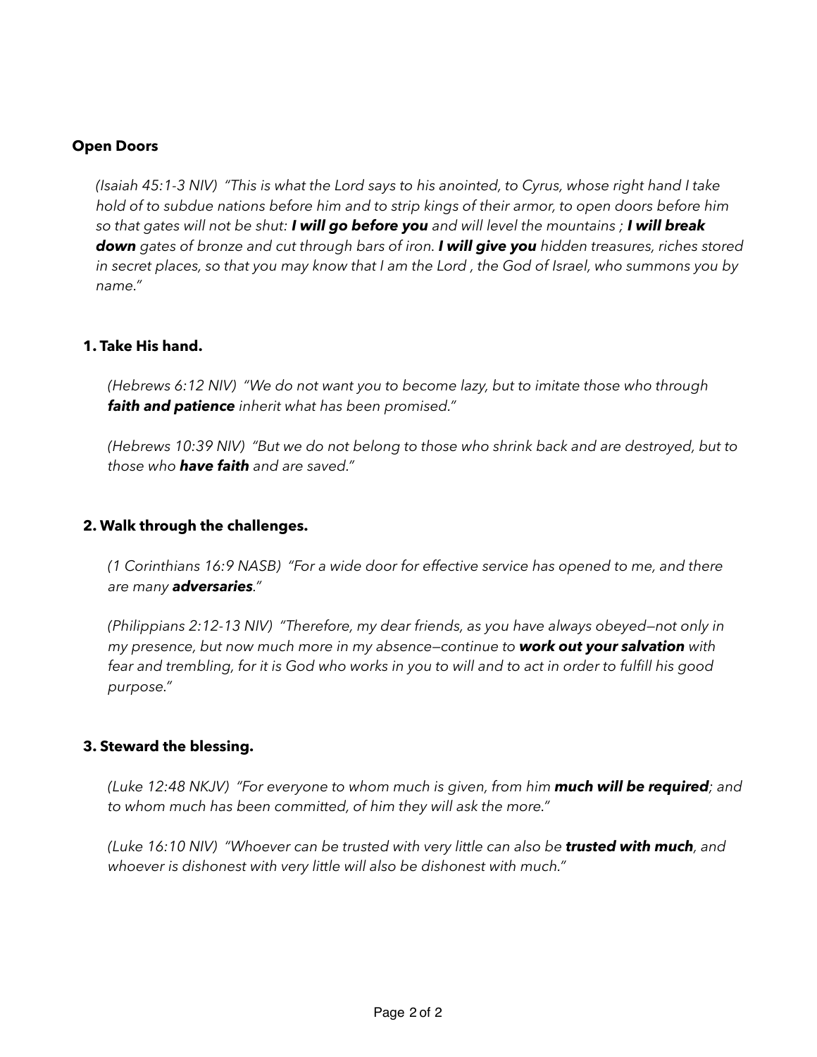**Open Doors**

*(Isaiah 45:1-3 NIV) "This is what the Lord says to his anointed, to Cyrus, whose right hand I take hold of to subdue nations before him and to strip kings of their armor, to open doors before him so that gates will not be shut: **I will go before you** and will level the mountains ; **I will break down** gates of bronze and cut through bars of iron. **I will give you** hidden treasures, riches stored in secret places, so that you may know that I am the Lord , the God of Israel, who summons you by name."*

**1. Take His hand.**

*(Hebrews 6:12 NIV) "We do not want you to become lazy, but to imitate those who through **faith and patience** inherit what has been promised."*

*(Hebrews 10:39 NIV) "But we do not belong to those who shrink back and are destroyed, but to those who **have faith** and are saved."*

**2. Walk through the challenges.**

*(1 Corinthians 16:9 NASB) "For a wide door for effective service has opened to me, and there are many **adversaries**."*

*(Philippians 2:12-13 NIV) "Therefore, my dear friends, as you have always obeyed—not only in my presence, but now much more in my absence—continue to **work out your salvation** with fear and trembling, for it is God who works in you to will and to act in order to fulfill his good purpose."*

**3. Steward the blessing.**

*(Luke 12:48 NKJV) "For everyone to whom much is given, from him **much will be required**; and to whom much has been committed, of him they will ask the more."*

*(Luke 16:10 NIV) "Whoever can be trusted with very little can also be **trusted with much**, and whoever is dishonest with very little will also be dishonest with much."*